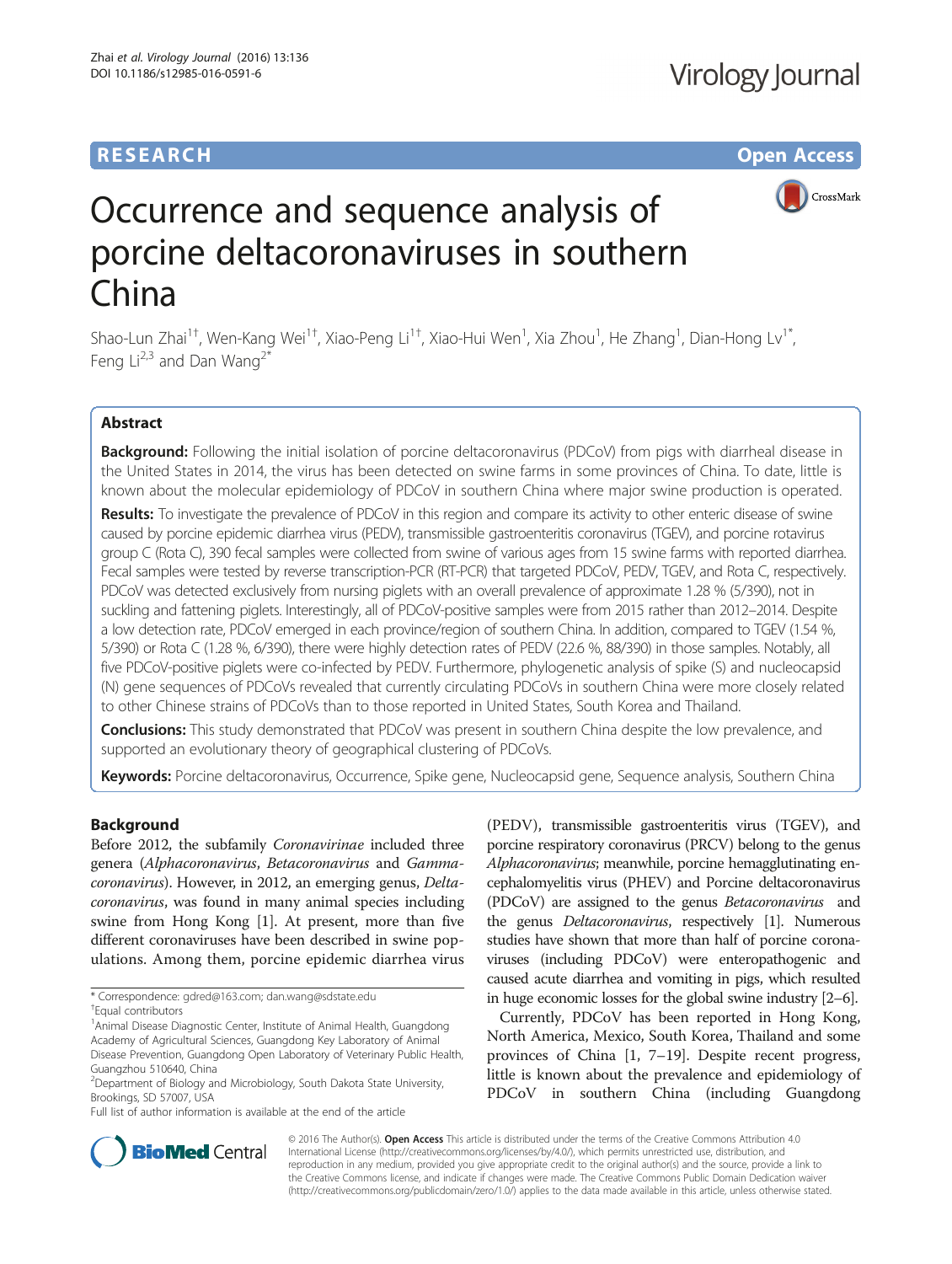RESEARCH Open Access

# Occurrence and sequence analysis of porcine deltacoronaviruses in southern China

Shao-Lun Zhai[1†], Wen-Kang Wei[1†], Xiao-Peng Li[1†], Xiao-Hui Wen[1], Xia Zhou[1], He Zhang[1], Dian-Hong Lv[1*], Feng Li[2,3] and Dan Wang[2*]

## Abstract

**Background:** Following the initial isolation of porcine deltacoronavirus (PDCoV) from pigs with diarrheal disease in the United States in 2014, the virus has been detected on swine farms in some provinces of China. To date, little is known about the molecular epidemiology of PDCoV in southern China where major swine production is operated.

**Results:** To investigate the prevalence of PDCoV in this region and compare its activity to other enteric disease of swine caused by porcine epidemic diarrhea virus (PEDV), transmissible gastroenteritis coronavirus (TGEV), and porcine rotavirus group C (Rota C), 390 fecal samples were collected from swine of various ages from 15 swine farms with reported diarrhea. Fecal samples were tested by reverse transcription-PCR (RT-PCR) that targeted PDCoV, PEDV, TGEV, and Rota C, respectively. PDCoV was detected exclusively from nursing piglets with an overall prevalence of approximate 1.28 % (5/390), not in suckling and fattening piglets. Interestingly, all of PDCoV-positive samples were from 2015 rather than 2012–2014. Despite a low detection rate, PDCoV emerged in each province/region of southern China. In addition, compared to TGEV (1.54 %, 5/390) or Rota C (1.28 %, 6/390), there were highly detection rates of PEDV (22.6 %, 88/390) in those samples. Notably, all five PDCoV-positive piglets were co-infected by PEDV. Furthermore, phylogenetic analysis of spike (S) and nucleocapsid (N) gene sequences of PDCoVs revealed that currently circulating PDCoVs in southern China were more closely related to other Chinese strains of PDCoVs than to those reported in United States, South Korea and Thailand.

**Conclusions:** This study demonstrated that PDCoV was present in southern China despite the low prevalence, and supported an evolutionary theory of geographical clustering of PDCoVs.

**Keywords:** Porcine deltacoronavirus, Occurrence, Spike gene, Nucleocapsid gene, Sequence analysis, Southern China

## Background

Before 2012, the subfamily *Coronavirinae* included three genera (*Alphacoronavirus*, *Betacoronavirus* and *Gammacoronavirus*). However, in 2012, an emerging genus, *Deltacoronavirus*, was found in many animal species including swine from Hong Kong [1]. At present, more than five different coronaviruses have been described in swine populations. Among them, porcine epidemic diarrhea virus (PEDV), transmissible gastroenteritis virus (TGEV), and porcine respiratory coronavirus (PRCV) belong to the genus *Alphacoronavirus*; meanwhile, porcine hemagglutinating encephalomyelitis virus (PHEV) and Porcine deltacoronavirus (PDCoV) are assigned to the genus *Betacoronavirus* and the genus *Deltacoronavirus*, respectively [1]. Numerous studies have shown that more than half of porcine coronaviruses (including PDCoV) were enteropathogenic and caused acute diarrhea and vomiting in pigs, which resulted in huge economic losses for the global swine industry [2–6].

Currently, PDCoV has been reported in Hong Kong, North America, Mexico, South Korea, Thailand and some provinces of China [1, 7–19]. Despite recent progress, little is known about the prevalence and epidemiology of PDCoV in southern China (including Guangdong

\* Correspondence: gdred@163.com; dan.wang@sdstate.edu
†Equal contributors
[1]Animal Disease Diagnostic Center, Institute of Animal Health, Guangdong Academy of Agricultural Sciences, Guangdong Key Laboratory of Animal Disease Prevention, Guangdong Open Laboratory of Veterinary Public Health, Guangzhou 510640, China
[2]Department of Biology and Microbiology, South Dakota State University, Brookings, SD 57007, USA
Full list of author information is available at the end of the article

© 2016 The Author(s). **Open Access** This article is distributed under the terms of the Creative Commons Attribution 4.0 International License (http://creativecommons.org/licenses/by/4.0/), which permits unrestricted use, distribution, and reproduction in any medium, provided you give appropriate credit to the original author(s) and the source, provide a link to the Creative Commons license, and indicate if changes were made. The Creative Commons Public Domain Dedication waiver (http://creativecommons.org/publicdomain/zero/1.0/) applies to the data made available in this article, unless otherwise stated.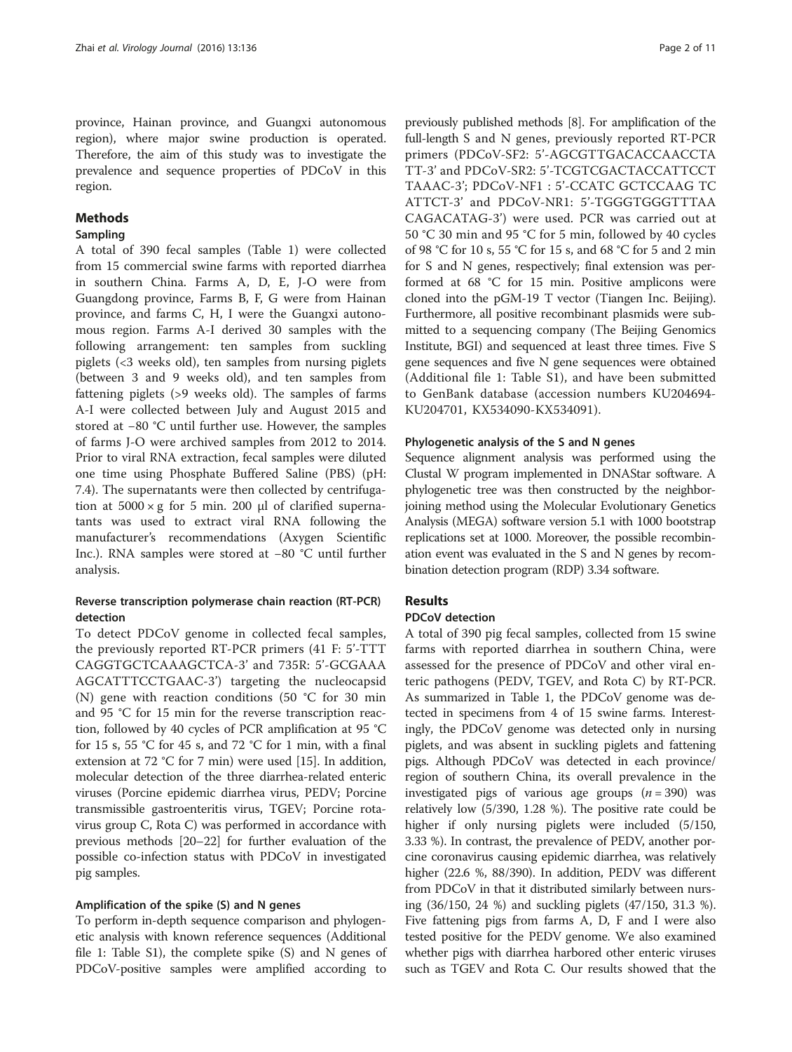province, Hainan province, and Guangxi autonomous region), where major swine production is operated. Therefore, the aim of this study was to investigate the prevalence and sequence properties of PDCoV in this region.

## Methods

### Sampling

A total of 390 fecal samples (Table 1) were collected from 15 commercial swine farms with reported diarrhea in southern China. Farms A, D, E, J-O were from Guangdong province, Farms B, F, G were from Hainan province, and farms C, H, I were the Guangxi autonomous region. Farms A-I derived 30 samples with the following arrangement: ten samples from suckling piglets (<3 weeks old), ten samples from nursing piglets (between 3 and 9 weeks old), and ten samples from fattening piglets (>9 weeks old). The samples of farms A-I were collected between July and August 2015 and stored at −80 °C until further use. However, the samples of farms J-O were archived samples from 2012 to 2014. Prior to viral RNA extraction, fecal samples were diluted one time using Phosphate Buffered Saline (PBS) (pH: 7.4). The supernatants were then collected by centrifugation at 5000 × g for 5 min. 200 μl of clarified supernatants was used to extract viral RNA following the manufacturer's recommendations (Axygen Scientific Inc.). RNA samples were stored at −80 °C until further analysis.

### Reverse transcription polymerase chain reaction (RT-PCR) detection

To detect PDCoV genome in collected fecal samples, the previously reported RT-PCR primers (41 F: 5'-TTT CAGGTGCTCAAAGCTCA-3' and 735R: 5'-GCGAAA AGCATTTCCTGAAC-3') targeting the nucleocapsid (N) gene with reaction conditions (50 °C for 30 min and 95 °C for 15 min for the reverse transcription reaction, followed by 40 cycles of PCR amplification at 95 °C for 15 s, 55 °C for 45 s, and 72 °C for 1 min, with a final extension at 72 °C for 7 min) were used [15]. In addition, molecular detection of the three diarrhea-related enteric viruses (Porcine epidemic diarrhea virus, PEDV; Porcine transmissible gastroenteritis virus, TGEV; Porcine rotavirus group C, Rota C) was performed in accordance with previous methods [20–22] for further evaluation of the possible co-infection status with PDCoV in investigated pig samples.

### Amplification of the spike (S) and N genes

To perform in-depth sequence comparison and phylogenetic analysis with known reference sequences (Additional file 1: Table S1), the complete spike (S) and N genes of PDCoV-positive samples were amplified according to previously published methods [8]. For amplification of the full-length S and N genes, previously reported RT-PCR primers (PDCoV-SF2: 5'-AGCGTTGACACCAACCTA TT-3' and PDCoV-SR2: 5'-TCGTCGACTACCATTCCT TAAAC-3'; PDCoV-NF1 : 5'-CCATC GCTCCAAG TC ATTCT-3' and PDCoV-NR1: 5'-TGGGTGGGTTTAA CAGACATAG-3') were used. PCR was carried out at 50 °C 30 min and 95 °C for 5 min, followed by 40 cycles of 98 °C for 10 s, 55 °C for 15 s, and 68 °C for 5 and 2 min for S and N genes, respectively; final extension was performed at 68 °C for 15 min. Positive amplicons were cloned into the pGM-19 T vector (Tiangen Inc. Beijing). Furthermore, all positive recombinant plasmids were submitted to a sequencing company (The Beijing Genomics Institute, BGI) and sequenced at least three times. Five S gene sequences and five N gene sequences were obtained (Additional file 1: Table S1), and have been submitted to GenBank database (accession numbers KU204694-KU204701, KX534090-KX534091).

### Phylogenetic analysis of the S and N genes

Sequence alignment analysis was performed using the Clustal W program implemented in DNAStar software. A phylogenetic tree was then constructed by the neighbor-joining method using the Molecular Evolutionary Genetics Analysis (MEGA) software version 5.1 with 1000 bootstrap replications set at 1000. Moreover, the possible recombination event was evaluated in the S and N genes by recombination detection program (RDP) 3.34 software.

## Results

### PDCoV detection

A total of 390 pig fecal samples, collected from 15 swine farms with reported diarrhea in southern China, were assessed for the presence of PDCoV and other viral enteric pathogens (PEDV, TGEV, and Rota C) by RT-PCR. As summarized in Table 1, the PDCoV genome was detected in specimens from 4 of 15 swine farms. Interestingly, the PDCoV genome was detected only in nursing piglets, and was absent in suckling piglets and fattening pigs. Although PDCoV was detected in each province/region of southern China, its overall prevalence in the investigated pigs of various age groups ($n = 390$) was relatively low (5/390, 1.28 %). The positive rate could be higher if only nursing piglets were included (5/150, 3.33 %). In contrast, the prevalence of PEDV, another porcine coronavirus causing epidemic diarrhea, was relatively higher (22.6 %, 88/390). In addition, PEDV was different from PDCoV in that it distributed similarly between nursing (36/150, 24 %) and suckling piglets (47/150, 31.3 %). Five fattening pigs from farms A, D, F and I were also tested positive for the PEDV genome. We also examined whether pigs with diarrhea harbored other enteric viruses such as TGEV and Rota C. Our results showed that the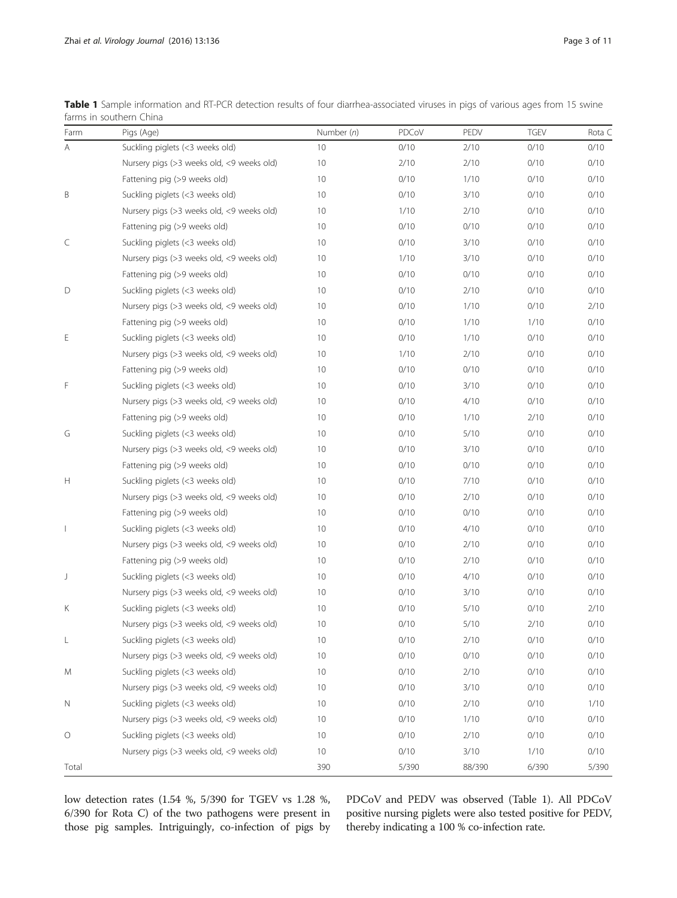**Table 1** Sample information and RT-PCR detection results of four diarrhea-associated viruses in pigs of various ages from 15 swine farms in southern China

| Farm | Pigs (Age) | Number (*n*) | PDCoV | PEDV | TGEV | Rota C |
|---|---|---|---|---|---|---|
| A | Suckling piglets (<3 weeks old) | 10 | 0/10 | 2/10 | 0/10 | 0/10 |
| | Nursery pigs (>3 weeks old, <9 weeks old) | 10 | 2/10 | 2/10 | 0/10 | 0/10 |
| | Fattening pig (>9 weeks old) | 10 | 0/10 | 1/10 | 0/10 | 0/10 |
| B | Suckling piglets (<3 weeks old) | 10 | 0/10 | 3/10 | 0/10 | 0/10 |
| | Nursery pigs (>3 weeks old, <9 weeks old) | 10 | 1/10 | 2/10 | 0/10 | 0/10 |
| | Fattening pig (>9 weeks old) | 10 | 0/10 | 0/10 | 0/10 | 0/10 |
| C | Suckling piglets (<3 weeks old) | 10 | 0/10 | 3/10 | 0/10 | 0/10 |
| | Nursery pigs (>3 weeks old, <9 weeks old) | 10 | 1/10 | 3/10 | 0/10 | 0/10 |
| | Fattening pig (>9 weeks old) | 10 | 0/10 | 0/10 | 0/10 | 0/10 |
| D | Suckling piglets (<3 weeks old) | 10 | 0/10 | 2/10 | 0/10 | 0/10 |
| | Nursery pigs (>3 weeks old, <9 weeks old) | 10 | 0/10 | 1/10 | 0/10 | 2/10 |
| | Fattening pig (>9 weeks old) | 10 | 0/10 | 1/10 | 1/10 | 0/10 |
| E | Suckling piglets (<3 weeks old) | 10 | 0/10 | 1/10 | 0/10 | 0/10 |
| | Nursery pigs (>3 weeks old, <9 weeks old) | 10 | 1/10 | 2/10 | 0/10 | 0/10 |
| | Fattening pig (>9 weeks old) | 10 | 0/10 | 0/10 | 0/10 | 0/10 |
| F | Suckling piglets (<3 weeks old) | 10 | 0/10 | 3/10 | 0/10 | 0/10 |
| | Nursery pigs (>3 weeks old, <9 weeks old) | 10 | 0/10 | 4/10 | 0/10 | 0/10 |
| | Fattening pig (>9 weeks old) | 10 | 0/10 | 1/10 | 2/10 | 0/10 |
| G | Suckling piglets (<3 weeks old) | 10 | 0/10 | 5/10 | 0/10 | 0/10 |
| | Nursery pigs (>3 weeks old, <9 weeks old) | 10 | 0/10 | 3/10 | 0/10 | 0/10 |
| | Fattening pig (>9 weeks old) | 10 | 0/10 | 0/10 | 0/10 | 0/10 |
| H | Suckling piglets (<3 weeks old) | 10 | 0/10 | 7/10 | 0/10 | 0/10 |
| | Nursery pigs (>3 weeks old, <9 weeks old) | 10 | 0/10 | 2/10 | 0/10 | 0/10 |
| | Fattening pig (>9 weeks old) | 10 | 0/10 | 0/10 | 0/10 | 0/10 |
| I | Suckling piglets (<3 weeks old) | 10 | 0/10 | 4/10 | 0/10 | 0/10 |
| | Nursery pigs (>3 weeks old, <9 weeks old) | 10 | 0/10 | 2/10 | 0/10 | 0/10 |
| | Fattening pig (>9 weeks old) | 10 | 0/10 | 2/10 | 0/10 | 0/10 |
| J | Suckling piglets (<3 weeks old) | 10 | 0/10 | 4/10 | 0/10 | 0/10 |
| | Nursery pigs (>3 weeks old, <9 weeks old) | 10 | 0/10 | 3/10 | 0/10 | 0/10 |
| K | Suckling piglets (<3 weeks old) | 10 | 0/10 | 5/10 | 0/10 | 2/10 |
| | Nursery pigs (>3 weeks old, <9 weeks old) | 10 | 0/10 | 5/10 | 2/10 | 0/10 |
| L | Suckling piglets (<3 weeks old) | 10 | 0/10 | 2/10 | 0/10 | 0/10 |
| | Nursery pigs (>3 weeks old, <9 weeks old) | 10 | 0/10 | 0/10 | 0/10 | 0/10 |
| M | Suckling piglets (<3 weeks old) | 10 | 0/10 | 2/10 | 0/10 | 0/10 |
| | Nursery pigs (>3 weeks old, <9 weeks old) | 10 | 0/10 | 3/10 | 0/10 | 0/10 |
| N | Suckling piglets (<3 weeks old) | 10 | 0/10 | 2/10 | 0/10 | 1/10 |
| | Nursery pigs (>3 weeks old, <9 weeks old) | 10 | 0/10 | 1/10 | 0/10 | 0/10 |
| O | Suckling piglets (<3 weeks old) | 10 | 0/10 | 2/10 | 0/10 | 0/10 |
| | Nursery pigs (>3 weeks old, <9 weeks old) | 10 | 0/10 | 3/10 | 1/10 | 0/10 |
| Total | | 390 | 5/390 | 88/390 | 6/390 | 5/390 |

low detection rates (1.54 %, 5/390 for TGEV vs 1.28 %, 6/390 for Rota C) of the two pathogens were present in those pig samples. Intriguingly, co-infection of pigs by PDCoV and PEDV was observed (Table 1). All PDCoV positive nursing piglets were also tested positive for PEDV, thereby indicating a 100 % co-infection rate.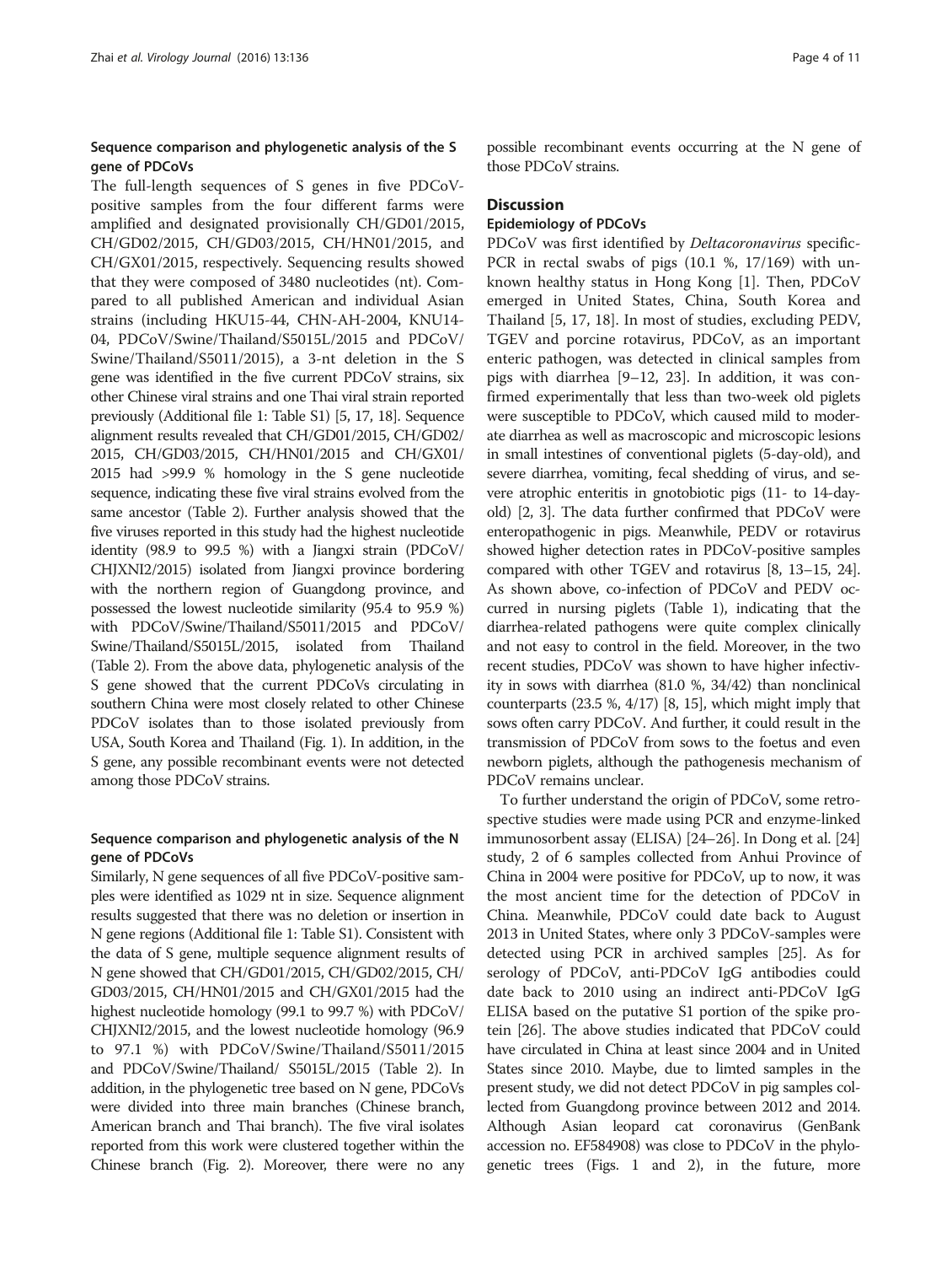### Sequence comparison and phylogenetic analysis of the S gene of PDCoVs

The full-length sequences of S genes in five PDCoV-positive samples from the four different farms were amplified and designated provisionally CH/GD01/2015, CH/GD02/2015, CH/GD03/2015, CH/HN01/2015, and CH/GX01/2015, respectively. Sequencing results showed that they were composed of 3480 nucleotides (nt). Compared to all published American and individual Asian strains (including HKU15-44, CHN-AH-2004, KNU14-04, PDCoV/Swine/Thailand/S5015L/2015 and PDCoV/Swine/Thailand/S5011/2015), a 3-nt deletion in the S gene was identified in the five current PDCoV strains, six other Chinese viral strains and one Thai viral strain reported previously (Additional file 1: Table S1) [5, 17, 18]. Sequence alignment results revealed that CH/GD01/2015, CH/GD02/2015, CH/GD03/2015, CH/HN01/2015 and CH/GX01/2015 had >99.9 % homology in the S gene nucleotide sequence, indicating these five viral strains evolved from the same ancestor (Table 2). Further analysis showed that the five viruses reported in this study had the highest nucleotide identity (98.9 to 99.5 %) with a Jiangxi strain (PDCoV/CHJXNI2/2015) isolated from Jiangxi province bordering with the northern region of Guangdong province, and possessed the lowest nucleotide similarity (95.4 to 95.9 %) with PDCoV/Swine/Thailand/S5011/2015 and PDCoV/Swine/Thailand/S5015L/2015, isolated from Thailand (Table 2). From the above data, phylogenetic analysis of the S gene showed that the current PDCoVs circulating in southern China were most closely related to other Chinese PDCoV isolates than to those isolated previously from USA, South Korea and Thailand (Fig. 1). In addition, in the S gene, any possible recombinant events were not detected among those PDCoV strains.

### Sequence comparison and phylogenetic analysis of the N gene of PDCoVs

Similarly, N gene sequences of all five PDCoV-positive samples were identified as 1029 nt in size. Sequence alignment results suggested that there was no deletion or insertion in N gene regions (Additional file 1: Table S1). Consistent with the data of S gene, multiple sequence alignment results of N gene showed that CH/GD01/2015, CH/GD02/2015, CH/GD03/2015, CH/HN01/2015 and CH/GX01/2015 had the highest nucleotide homology (99.1 to 99.7 %) with PDCoV/CHJXNI2/2015, and the lowest nucleotide homology (96.9 to 97.1 %) with PDCoV/Swine/Thailand/S5011/2015 and PDCoV/Swine/Thailand/ S5015L/2015 (Table 2). In addition, in the phylogenetic tree based on N gene, PDCoVs were divided into three main branches (Chinese branch, American branch and Thai branch). The five viral isolates reported from this work were clustered together within the Chinese branch (Fig. 2). Moreover, there were no any possible recombinant events occurring at the N gene of those PDCoV strains.

## Discussion

### Epidemiology of PDCoVs

PDCoV was first identified by *Deltacoronavirus* specific-PCR in rectal swabs of pigs (10.1 %, 17/169) with unknown healthy status in Hong Kong [1]. Then, PDCoV emerged in United States, China, South Korea and Thailand [5, 17, 18]. In most of studies, excluding PEDV, TGEV and porcine rotavirus, PDCoV, as an important enteric pathogen, was detected in clinical samples from pigs with diarrhea [9–12, 23]. In addition, it was confirmed experimentally that less than two-week old piglets were susceptible to PDCoV, which caused mild to moderate diarrhea as well as macroscopic and microscopic lesions in small intestines of conventional piglets (5-day-old), and severe diarrhea, vomiting, fecal shedding of virus, and severe atrophic enteritis in gnotobiotic pigs (11- to 14-day-old) [2, 3]. The data further confirmed that PDCoV were enteropathogenic in pigs. Meanwhile, PEDV or rotavirus showed higher detection rates in PDCoV-positive samples compared with other TGEV and rotavirus [8, 13–15, 24]. As shown above, co-infection of PDCoV and PEDV occurred in nursing piglets (Table 1), indicating that the diarrhea-related pathogens were quite complex clinically and not easy to control in the field. Moreover, in the two recent studies, PDCoV was shown to have higher infectivity in sows with diarrhea (81.0 %, 34/42) than nonclinical counterparts (23.5 %, 4/17) [8, 15], which might imply that sows often carry PDCoV. And further, it could result in the transmission of PDCoV from sows to the foetus and even newborn piglets, although the pathogenesis mechanism of PDCoV remains unclear.

To further understand the origin of PDCoV, some retrospective studies were made using PCR and enzyme-linked immunosorbent assay (ELISA) [24–26]. In Dong et al. [24] study, 2 of 6 samples collected from Anhui Province of China in 2004 were positive for PDCoV, up to now, it was the most ancient time for the detection of PDCoV in China. Meanwhile, PDCoV could date back to August 2013 in United States, where only 3 PDCoV-samples were detected using PCR in archived samples [25]. As for serology of PDCoV, anti-PDCoV IgG antibodies could date back to 2010 using an indirect anti-PDCoV IgG ELISA based on the putative S1 portion of the spike protein [26]. The above studies indicated that PDCoV could have circulated in China at least since 2004 and in United States since 2010. Maybe, due to limted samples in the present study, we did not detect PDCoV in pig samples collected from Guangdong province between 2012 and 2014. Although Asian leopard cat coronavirus (GenBank accession no. EF584908) was close to PDCoV in the phylogenetic trees (Figs. 1 and 2), in the future, more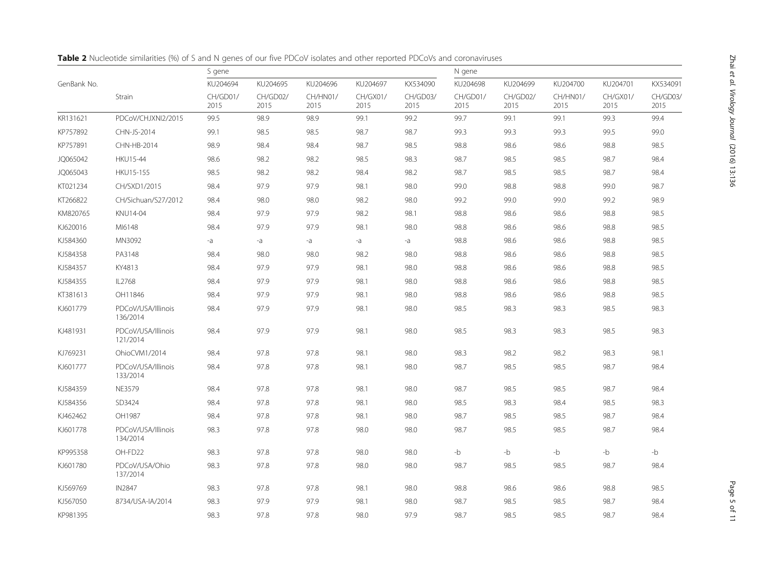**Table 2** Nucleotide similarities (%) of S and N genes of our five PDCoV isolates and other reported PDCoVs and coronaviruses

| GenBank No. | | S gene | | | | | N gene | | | | |
|---|---|---|---|---|---|---|---|---|---|---|---|
| | | KU204694 | KU204695 | KU204696 | KU204697 | KX534090 | KU204698 | KU204699 | KU204700 | KU204701 | KX534091 |
| | Strain | CH/GD01/2015 | CH/GD02/2015 | CH/HN01/2015 | CH/GX01/2015 | CH/GD03/2015 | CH/GD01/2015 | CH/GD02/2015 | CH/HN01/2015 | CH/GX01/2015 | CH/GD03/2015 |
| KR131621 | PDCoV/CHJXNI2/2015 | 99.5 | 98.9 | 98.9 | 99.1 | 99.2 | 99.7 | 99.1 | 99.1 | 99.3 | 99.4 |
| KP757892 | CHN-JS-2014 | 99.1 | 98.5 | 98.5 | 98.7 | 98.7 | 99.3 | 99.3 | 99.3 | 99.5 | 99.0 |
| KP757891 | CHN-HB-2014 | 98.9 | 98.4 | 98.4 | 98.7 | 98.5 | 98.8 | 98.6 | 98.6 | 98.8 | 98.5 |
| JQ065042 | HKU15-44 | 98.6 | 98.2 | 98.2 | 98.5 | 98.3 | 98.7 | 98.5 | 98.5 | 98.7 | 98.4 |
| JQ065043 | HKU15-155 | 98.5 | 98.2 | 98.2 | 98.4 | 98.2 | 98.7 | 98.5 | 98.5 | 98.7 | 98.4 |
| KT021234 | CH/SXD1/2015 | 98.4 | 97.9 | 97.9 | 98.1 | 98.0 | 99.0 | 98.8 | 98.8 | 99.0 | 98.7 |
| KT266822 | CH/Sichuan/S27/2012 | 98.4 | 98.0 | 98.0 | 98.2 | 98.0 | 99.2 | 99.0 | 99.0 | 99.2 | 98.9 |
| KM820765 | KNU14-04 | 98.4 | 97.9 | 97.9 | 98.2 | 98.1 | 98.8 | 98.6 | 98.6 | 98.8 | 98.5 |
| KJ620016 | MI6148 | 98.4 | 97.9 | 97.9 | 98.1 | 98.0 | 98.8 | 98.6 | 98.6 | 98.8 | 98.5 |
| KJ584360 | MN3092 | -a | -a | -a | -a | -a | 98.8 | 98.6 | 98.6 | 98.8 | 98.5 |
| KJ584358 | PA3148 | 98.4 | 98.0 | 98.0 | 98.2 | 98.0 | 98.8 | 98.6 | 98.6 | 98.8 | 98.5 |
| KJ584357 | KY4813 | 98.4 | 97.9 | 97.9 | 98.1 | 98.0 | 98.8 | 98.6 | 98.6 | 98.8 | 98.5 |
| KJ584355 | IL2768 | 98.4 | 97.9 | 97.9 | 98.1 | 98.0 | 98.8 | 98.6 | 98.6 | 98.8 | 98.5 |
| KT381613 | OH11846 | 98.4 | 97.9 | 97.9 | 98.1 | 98.0 | 98.8 | 98.6 | 98.6 | 98.8 | 98.5 |
| KJ601779 | PDCoV/USA/Illinois 136/2014 | 98.4 | 97.9 | 97.9 | 98.1 | 98.0 | 98.5 | 98.3 | 98.3 | 98.5 | 98.3 |
| KJ481931 | PDCoV/USA/Illinois 121/2014 | 98.4 | 97.9 | 97.9 | 98.1 | 98.0 | 98.5 | 98.3 | 98.3 | 98.5 | 98.3 |
| KJ769231 | OhioCVM1/2014 | 98.4 | 97.8 | 97.8 | 98.1 | 98.0 | 98.3 | 98.2 | 98.2 | 98.3 | 98.1 |
| KJ601777 | PDCoV/USA/Illinois 133/2014 | 98.4 | 97.8 | 97.8 | 98.1 | 98.0 | 98.7 | 98.5 | 98.5 | 98.7 | 98.4 |
| KJ584359 | NE3579 | 98.4 | 97.8 | 97.8 | 98.1 | 98.0 | 98.7 | 98.5 | 98.5 | 98.7 | 98.4 |
| KJ584356 | SD3424 | 98.4 | 97.8 | 97.8 | 98.1 | 98.0 | 98.5 | 98.3 | 98.4 | 98.5 | 98.3 |
| KJ462462 | OH1987 | 98.4 | 97.8 | 97.8 | 98.1 | 98.0 | 98.7 | 98.5 | 98.5 | 98.7 | 98.4 |
| KJ601778 | PDCoV/USA/Illinois 134/2014 | 98.3 | 97.8 | 97.8 | 98.0 | 98.0 | 98.7 | 98.5 | 98.5 | 98.7 | 98.4 |
| KP995358 | OH-FD22 | 98.3 | 97.8 | 97.8 | 98.0 | 98.0 | -b | -b | -b | -b | -b |
| KJ601780 | PDCoV/USA/Ohio 137/2014 | 98.3 | 97.8 | 97.8 | 98.0 | 98.0 | 98.7 | 98.5 | 98.5 | 98.7 | 98.4 |
| KJ569769 | IN2847 | 98.3 | 97.8 | 97.8 | 98.1 | 98.0 | 98.8 | 98.6 | 98.6 | 98.8 | 98.5 |
| KJ567050 | 8734/USA-IA/2014 | 98.3 | 97.9 | 97.9 | 98.1 | 98.0 | 98.7 | 98.5 | 98.5 | 98.7 | 98.4 |
| KP981395 | | 98.3 | 97.8 | 97.8 | 98.0 | 97.9 | 98.7 | 98.5 | 98.5 | 98.7 | 98.4 |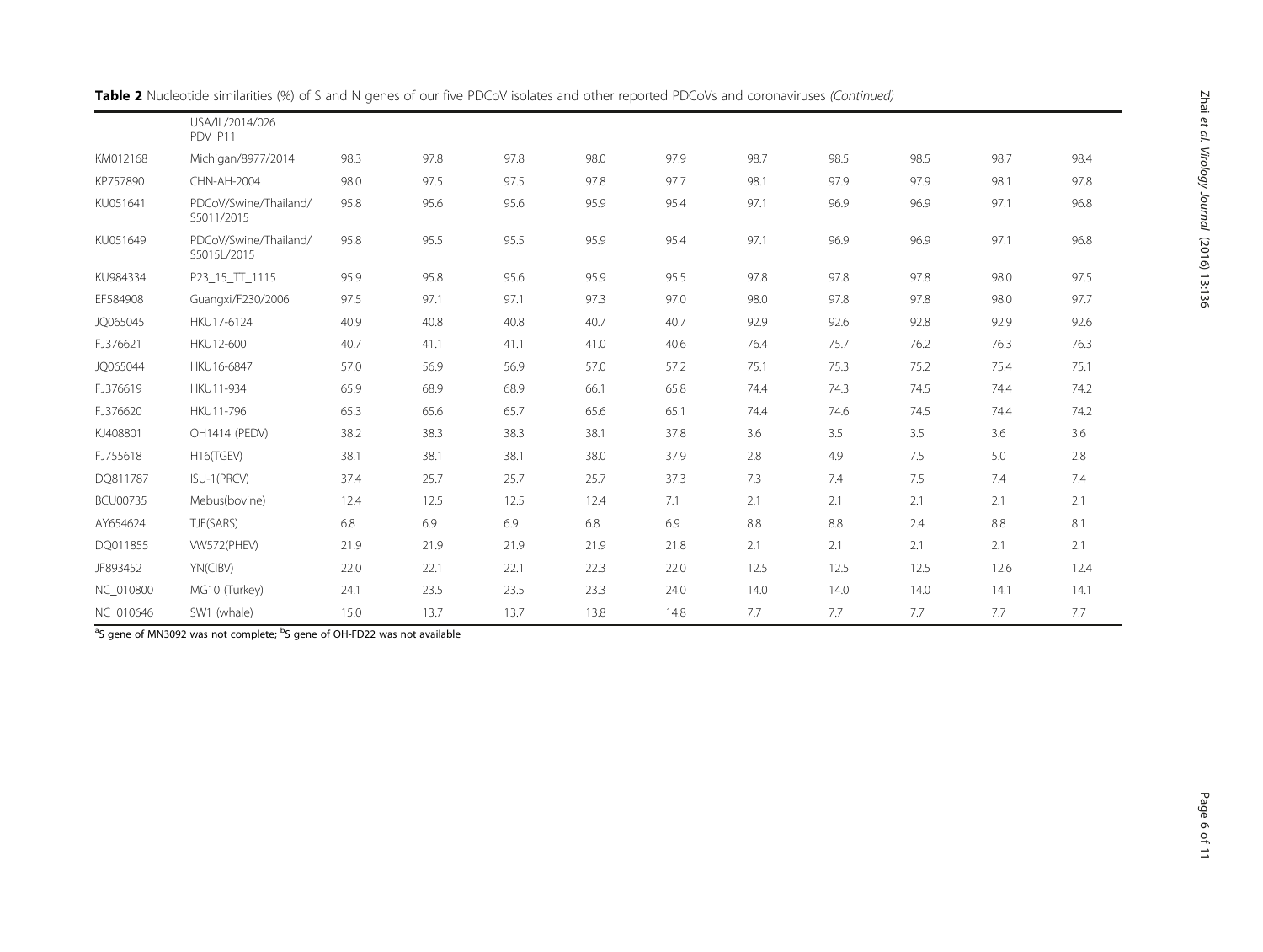**Table 2** Nucleotide similarities (%) of S and N genes of our five PDCoV isolates and other reported PDCoVs and coronaviruses *(Continued)*

| | | | | | | | | | | | |
|---|---|---|---|---|---|---|---|---|---|---|---|
| | USA/IL/2014/026 PDV_P11 | | | | | | | | | | |
| KM012168 | Michigan/8977/2014 | 98.3 | 97.8 | 97.8 | 98.0 | 97.9 | 98.7 | 98.5 | 98.5 | 98.7 | 98.4 |
| KP757890 | CHN-AH-2004 | 98.0 | 97.5 | 97.5 | 97.8 | 97.7 | 98.1 | 97.9 | 97.9 | 98.1 | 97.8 |
| KU051641 | PDCoV/Swine/Thailand/ S5011/2015 | 95.8 | 95.6 | 95.6 | 95.9 | 95.4 | 97.1 | 96.9 | 96.9 | 97.1 | 96.8 |
| KU051649 | PDCoV/Swine/Thailand/ S5015L/2015 | 95.8 | 95.5 | 95.5 | 95.9 | 95.4 | 97.1 | 96.9 | 96.9 | 97.1 | 96.8 |
| KU984334 | P23_15_TT_1115 | 95.9 | 95.8 | 95.6 | 95.9 | 95.5 | 97.8 | 97.8 | 97.8 | 98.0 | 97.5 |
| EF584908 | Guangxi/F230/2006 | 97.5 | 97.1 | 97.1 | 97.3 | 97.0 | 98.0 | 97.8 | 97.8 | 98.0 | 97.7 |
| JQ065045 | HKU17-6124 | 40.9 | 40.8 | 40.8 | 40.7 | 40.7 | 92.9 | 92.6 | 92.8 | 92.9 | 92.6 |
| FJ376621 | HKU12-600 | 40.7 | 41.1 | 41.1 | 41.0 | 40.6 | 76.4 | 75.7 | 76.2 | 76.3 | 76.3 |
| JQ065044 | HKU16-6847 | 57.0 | 56.9 | 56.9 | 57.0 | 57.2 | 75.1 | 75.3 | 75.2 | 75.4 | 75.1 |
| FJ376619 | HKU11-934 | 65.9 | 68.9 | 68.9 | 66.1 | 65.8 | 74.4 | 74.3 | 74.5 | 74.4 | 74.2 |
| FJ376620 | HKU11-796 | 65.3 | 65.6 | 65.7 | 65.6 | 65.1 | 74.4 | 74.6 | 74.5 | 74.4 | 74.2 |
| KJ408801 | OH1414 (PEDV) | 38.2 | 38.3 | 38.3 | 38.1 | 37.8 | 3.6 | 3.5 | 3.5 | 3.6 | 3.6 |
| FJ755618 | H16(TGEV) | 38.1 | 38.1 | 38.1 | 38.0 | 37.9 | 2.8 | 4.9 | 7.5 | 5.0 | 2.8 |
| DQ811787 | ISU-1(PRCV) | 37.4 | 25.7 | 25.7 | 25.7 | 37.3 | 7.3 | 7.4 | 7.5 | 7.4 | 7.4 |
| BCU00735 | Mebus(bovine) | 12.4 | 12.5 | 12.5 | 12.4 | 7.1 | 2.1 | 2.1 | 2.1 | 2.1 | 2.1 |
| AY654624 | TJF(SARS) | 6.8 | 6.9 | 6.9 | 6.8 | 6.9 | 8.8 | 8.8 | 2.4 | 8.8 | 8.1 |
| DQ011855 | VW572(PHEV) | 21.9 | 21.9 | 21.9 | 21.9 | 21.8 | 2.1 | 2.1 | 2.1 | 2.1 | 2.1 |
| JF893452 | YN(CIBV) | 22.0 | 22.1 | 22.1 | 22.3 | 22.0 | 12.5 | 12.5 | 12.5 | 12.6 | 12.4 |
| NC_010800 | MG10 (Turkey) | 24.1 | 23.5 | 23.5 | 23.3 | 24.0 | 14.0 | 14.0 | 14.0 | 14.1 | 14.1 |
| NC_010646 | SW1 (whale) | 15.0 | 13.7 | 13.7 | 13.8 | 14.8 | 7.7 | 7.7 | 7.7 | 7.7 | 7.7 |

[a]S gene of MN3092 was not complete; [b]S gene of OH-FD22 was not available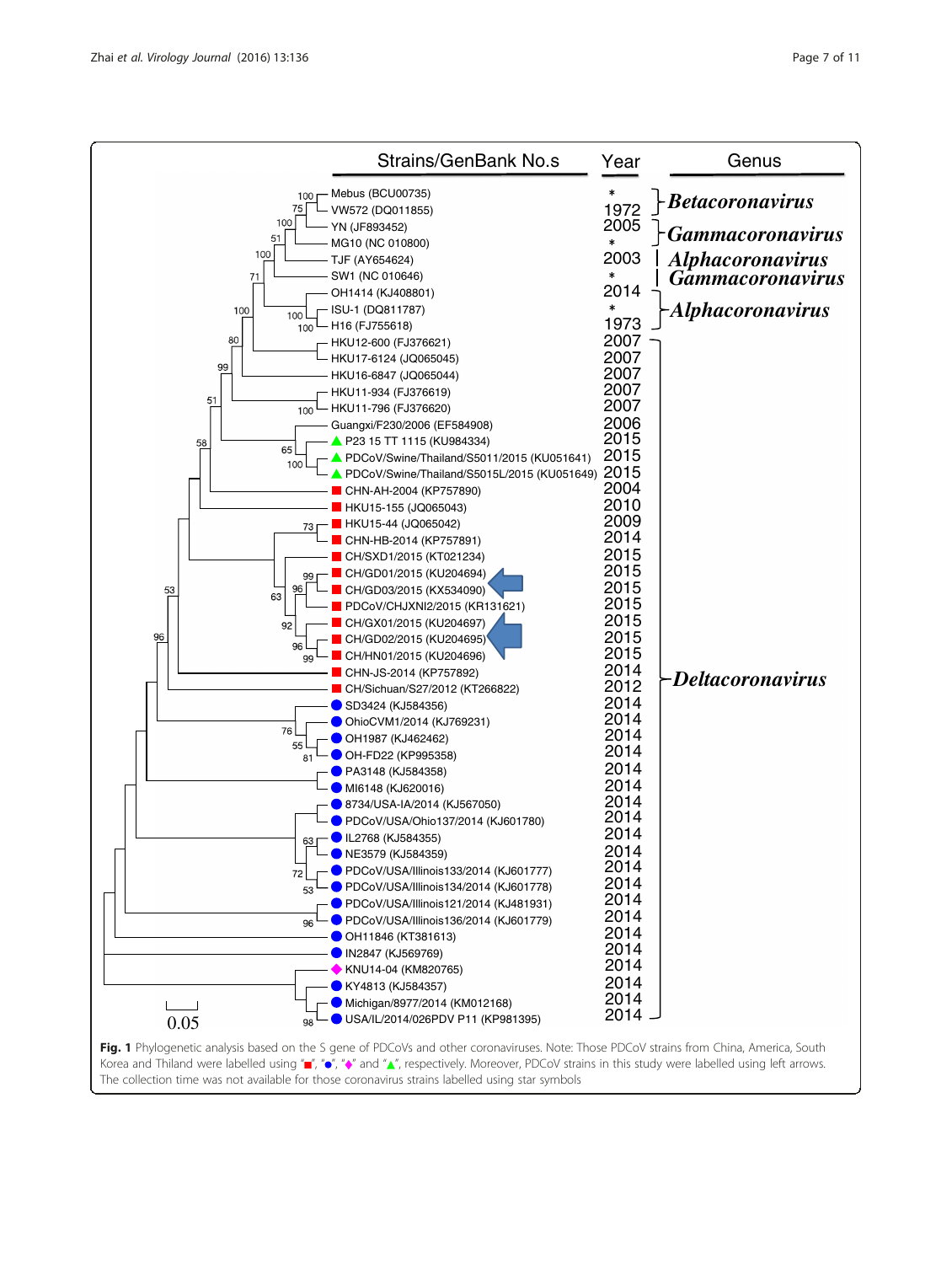| Strains/GenBank No.s | Year | Genus |
|---|---|---|
| Mebus (BCU00735) | * | *Betacoronavirus* |
| VW572 (DQ011855) | 1972 | |
| YN (JF893452) | 2005 | *Gammacoronavirus* |
| MG10 (NC 010800) | * | |
| TJF (AY654624) | 2003 | *Alphacoronavirus* |
| SW1 (NC 010646) | * | *Gammacoronavirus* |
| OH1414 (KJ408801) | 2014 | *Alphacoronavirus* |
| ISU-1 (DQ811787) | * | |
| H16 (FJ755618) | 1973 | |
| HKU12-600 (FJ376621) | 2007 | *Deltacoronavirus* |
| HKU17-6124 (JQ065045) | 2007 | |
| HKU16-6847 (JQ065044) | 2007 | |
| HKU11-934 (FJ376619) | 2007 | |
| HKU11-796 (FJ376620) | 2007 | |
| Guangxi/F230/2006 (EF584908) | 2006 | |
| P23 15 TT 1115 (KU984334) | 2015 | |
| PDCoV/Swine/Thailand/S5011/2015 (KU051641) | 2015 | |
| PDCoV/Swine/Thailand/S5015L/2015 (KU051649) | 2015 | |
| CHN-AH-2004 (KP757890) | 2004 | |
| HKU15-155 (JQ065043) | 2010 | |
| HKU15-44 (JQ065042) | 2009 | |
| CHN-HB-2014 (KP757891) | 2014 | |
| CH/SXD1/2015 (KT021234) | 2015 | |
| CH/GD01/2015 (KU204694) | 2015 | |
| CH/GD03/2015 (KX534090) | 2015 | |
| PDCoV/CHJXNI2/2015 (KR131621) | 2015 | |
| CH/GX01/2015 (KU204697) | 2015 | |
| CH/GD02/2015 (KU204695) | 2015 | |
| CH/HN01/2015 (KU204696) | 2015 | |
| CHN-JS-2014 (KP757892) | 2014 | |
| CH/Sichuan/S27/2012 (KT266822) | 2012 | |
| SD3424 (KJ584356) | 2014 | |
| OhioCVM1/2014 (KJ769231) | 2014 | |
| OH1987 (KJ462462) | 2014 | |
| OH-FD22 (KP995358) | 2014 | |
| PA3148 (KJ584358) | 2014 | |
| MI6148 (KJ620016) | 2014 | |
| 8734/USA-IA/2014 (KJ567050) | 2014 | |
| PDCoV/USA/Ohio137/2014 (KJ601780) | 2014 | |
| IL2768 (KJ584355) | 2014 | |
| NE3579 (KJ584359) | 2014 | |
| PDCoV/USA/Illinois133/2014 (KJ601777) | 2014 | |
| PDCoV/USA/Illinois134/2014 (KJ601778) | 2014 | |
| PDCoV/USA/Illinois121/2014 (KJ481931) | 2014 | |
| PDCoV/USA/Illinois136/2014 (KJ601779) | 2014 | |
| OH11846 (KT381613) | 2014 | |
| IN2847 (KJ569769) | 2014 | |
| KNU14-04 (KM820765) | 2014 | |
| KY4813 (KJ584357) | 2014 | |
| Michigan/8977/2014 (KM012168) | 2014 | |
| USA/IL/2014/026PDV P11 (KP981395) | 2014 | |

**Fig. 1** Phylogenetic analysis based on the S gene of PDCoVs and other coronaviruses. Note: Those PDCoV strains from China, America, South Korea and Thiland were labelled using "■", "●", "♦" and "▲", respectively. Moreover, PDCoV strains in this study were labelled using left arrows. The collection time was not available for those coronavirus strains labelled using star symbols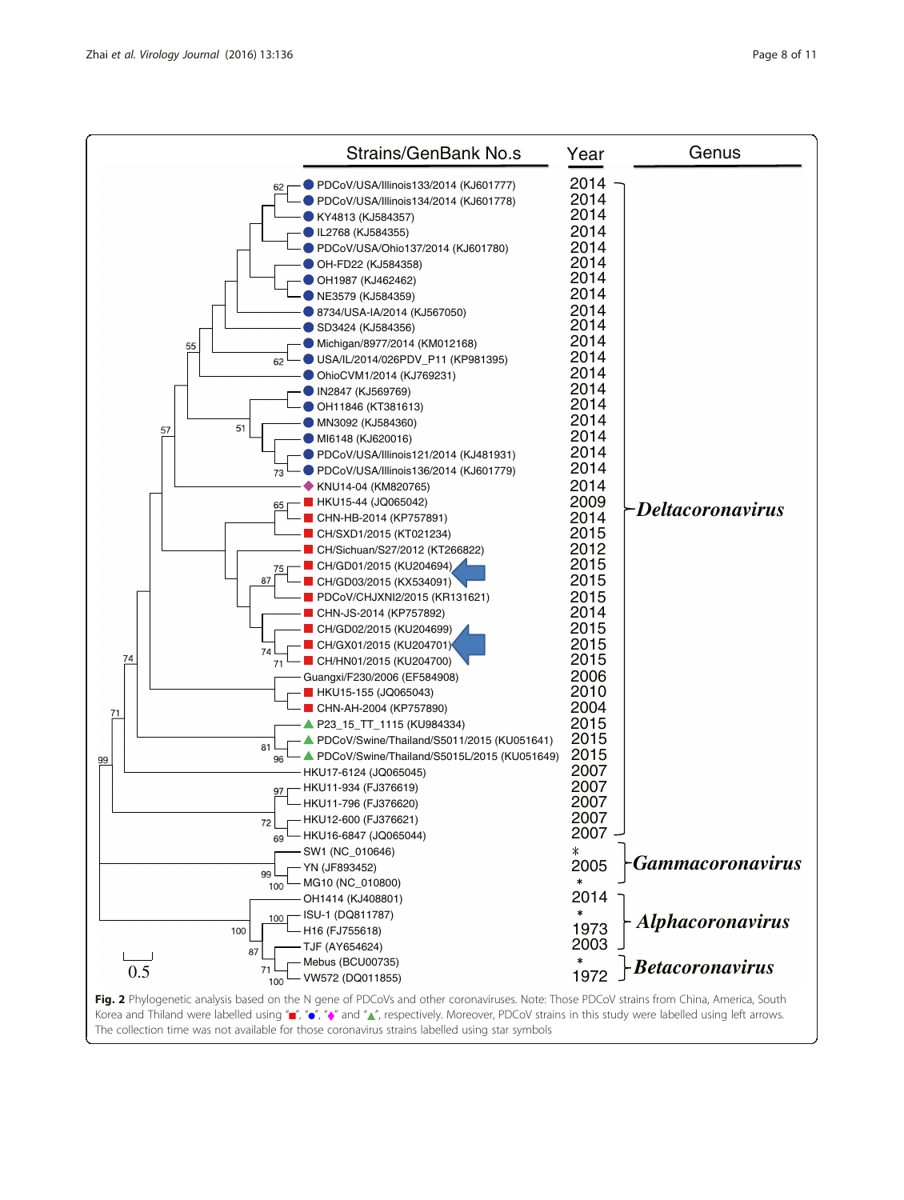| Strains/GenBank No.s | Year | Genus |
| --- | --- | --- |
| PDCoV/USA/Illinois133/2014 (KJ601777) | 2014 | *Deltacoronavirus* |
| PDCoV/USA/Illinois134/2014 (KJ601778) | 2014 | |
| KY4813 (KJ584357) | 2014 | |
| IL2768 (KJ584355) | 2014 | |
| PDCoV/USA/Ohio137/2014 (KJ601780) | 2014 | |
| OH-FD22 (KJ584358) | 2014 | |
| OH1987 (KJ462462) | 2014 | |
| NE3579 (KJ584359) | 2014 | |
| 8734/USA-IA/2014 (KJ567050) | 2014 | |
| SD3424 (KJ584356) | 2014 | |
| Michigan/8977/2014 (KM012168) | 2014 | |
| USA/IL/2014/026PDV_P11 (KP981395) | 2014 | |
| OhioCVM1/2014 (KJ769231) | 2014 | |
| IN2847 (KJ569769) | 2014 | |
| OH11846 (KT381613) | 2014 | |
| MN3092 (KJ584360) | 2014 | |
| MI6148 (KJ620016) | 2014 | |
| PDCoV/USA/Illinois121/2014 (KJ481931) | 2014 | |
| PDCoV/USA/Illinois136/2014 (KJ601779) | 2014 | |
| KNU14-04 (KM820765) | 2014 | |
| HKU15-44 (JQ065042) | 2009 | |
| CHN-HB-2014 (KP757891) | 2014 | |
| CH/SXD1/2015 (KT021234) | 2015 | |
| CH/Sichuan/S27/2012 (KT266822) | 2012 | |
| CH/GD01/2015 (KU204694) | 2015 | |
| CH/GD03/2015 (KX534091) | 2015 | |
| PDCoV/CHJXNI2/2015 (KR131621) | 2015 | |
| CHN-JS-2014 (KP757892) | 2014 | |
| CH/GD02/2015 (KU204699) | 2015 | |
| CH/GX01/2015 (KU204701) | 2015 | |
| CH/HN01/2015 (KU204700) | 2015 | |
| Guangxi/F230/2006 (EF584908) | 2006 | |
| HKU15-155 (JQ065043) | 2010 | |
| CHN-AH-2004 (KP757890) | 2004 | |
| P23_15_TT_1115 (KU984334) | 2015 | |
| PDCoV/Swine/Thailand/S5011/2015 (KU051641) | 2015 | |
| PDCoV/Swine/Thailand/S5015L/2015 (KU051649) | 2015 | |
| HKU17-6124 (JQ065045) | 2007 | |
| HKU11-934 (FJ376619) | 2007 | |
| HKU11-796 (FJ376620) | 2007 | |
| HKU12-600 (FJ376621) | 2007 | |
| HKU16-6847 (JQ065044) | 2007 | |
| SW1 (NC_010646) | * | *Gammacoronavirus* |
| YN (JF893452) | 2005 | |
| MG10 (NC_010800) | * | |
| OH1414 (KJ408801) | 2014 | *Alphacoronavirus* |
| ISU-1 (DQ811787) | * | |
| H16 (FJ755618) | 1973 | |
| TJF (AY654624) | 2003 | |
| Mebus (BCU00735) | * | *Betacoronavirus* |
| VW572 (DQ011855) | 1972 | |

**Fig. 2** Phylogenetic analysis based on the N gene of PDCoVs and other coronaviruses. Note: Those PDCoV strains from China, America, South Korea and Thiland were labelled using "■", "●", "◆" and "▲", respectively. Moreover, PDCoV strains in this study were labelled using left arrows. The collection time was not available for those coronavirus strains labelled using star symbols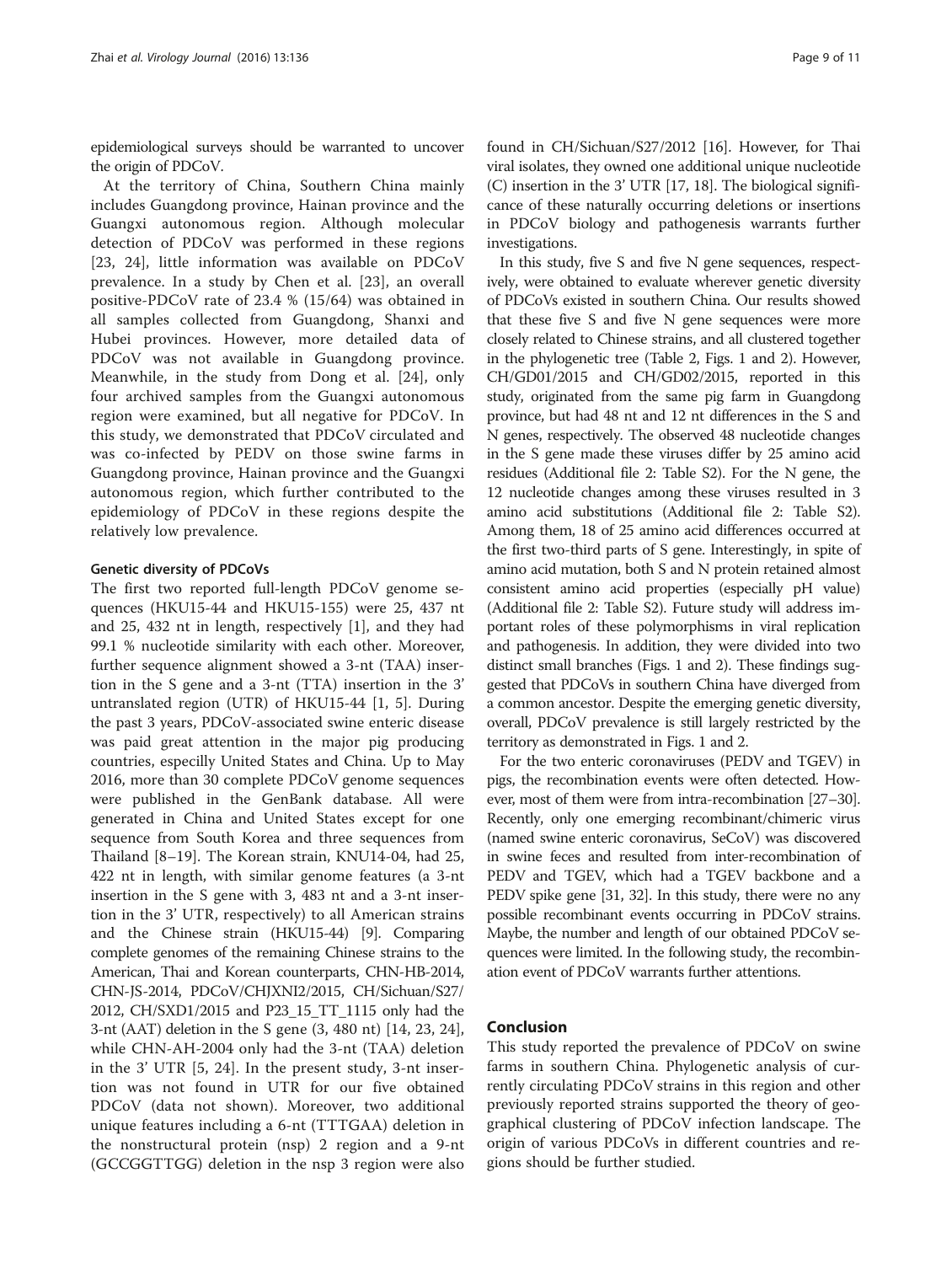epidemiological surveys should be warranted to uncover the origin of PDCoV.

At the territory of China, Southern China mainly includes Guangdong province, Hainan province and the Guangxi autonomous region. Although molecular detection of PDCoV was performed in these regions [23, 24], little information was available on PDCoV prevalence. In a study by Chen et al. [23], an overall positive-PDCoV rate of 23.4 % (15/64) was obtained in all samples collected from Guangdong, Shanxi and Hubei provinces. However, more detailed data of PDCoV was not available in Guangdong province. Meanwhile, in the study from Dong et al. [24], only four archived samples from the Guangxi autonomous region were examined, but all negative for PDCoV. In this study, we demonstrated that PDCoV circulated and was co-infected by PEDV on those swine farms in Guangdong province, Hainan province and the Guangxi autonomous region, which further contributed to the epidemiology of PDCoV in these regions despite the relatively low prevalence.

#### Genetic diversity of PDCoVs

The first two reported full-length PDCoV genome sequences (HKU15-44 and HKU15-155) were 25, 437 nt and 25, 432 nt in length, respectively [1], and they had 99.1 % nucleotide similarity with each other. Moreover, further sequence alignment showed a 3-nt (TAA) insertion in the S gene and a 3-nt (TTA) insertion in the 3' untranslated region (UTR) of HKU15-44 [1, 5]. During the past 3 years, PDCoV-associated swine enteric disease was paid great attention in the major pig producing countries, especilly United States and China. Up to May 2016, more than 30 complete PDCoV genome sequences were published in the GenBank database. All were generated in China and United States except for one sequence from South Korea and three sequences from Thailand [8–19]. The Korean strain, KNU14-04, had 25, 422 nt in length, with similar genome features (a 3-nt insertion in the S gene with 3, 483 nt and a 3-nt insertion in the 3' UTR, respectively) to all American strains and the Chinese strain (HKU15-44) [9]. Comparing complete genomes of the remaining Chinese strains to the American, Thai and Korean counterparts, CHN-HB-2014, CHN-JS-2014, PDCoV/CHJXNI2/2015, CH/Sichuan/S27/2012, CH/SXD1/2015 and P23_15_TT_1115 only had the 3-nt (AAT) deletion in the S gene (3, 480 nt) [14, 23, 24], while CHN-AH-2004 only had the 3-nt (TAA) deletion in the 3' UTR [5, 24]. In the present study, 3-nt insertion was not found in UTR for our five obtained PDCoV (data not shown). Moreover, two additional unique features including a 6-nt (TTTGAA) deletion in the nonstructural protein (nsp) 2 region and a 9-nt (GCCGGTTGG) deletion in the nsp 3 region were also found in CH/Sichuan/S27/2012 [16]. However, for Thai viral isolates, they owned one additional unique nucleotide (C) insertion in the 3' UTR [17, 18]. The biological significance of these naturally occurring deletions or insertions in PDCoV biology and pathogenesis warrants further investigations.

In this study, five S and five N gene sequences, respectively, were obtained to evaluate wherever genetic diversity of PDCoVs existed in southern China. Our results showed that these five S and five N gene sequences were more closely related to Chinese strains, and all clustered together in the phylogenetic tree (Table 2, Figs. 1 and 2). However, CH/GD01/2015 and CH/GD02/2015, reported in this study, originated from the same pig farm in Guangdong province, but had 48 nt and 12 nt differences in the S and N genes, respectively. The observed 48 nucleotide changes in the S gene made these viruses differ by 25 amino acid residues (Additional file 2: Table S2). For the N gene, the 12 nucleotide changes among these viruses resulted in 3 amino acid substitutions (Additional file 2: Table S2). Among them, 18 of 25 amino acid differences occurred at the first two-third parts of S gene. Interestingly, in spite of amino acid mutation, both S and N protein retained almost consistent amino acid properties (especially pH value) (Additional file 2: Table S2). Future study will address important roles of these polymorphisms in viral replication and pathogenesis. In addition, they were divided into two distinct small branches (Figs. 1 and 2). These findings suggested that PDCoVs in southern China have diverged from a common ancestor. Despite the emerging genetic diversity, overall, PDCoV prevalence is still largely restricted by the territory as demonstrated in Figs. 1 and 2.

For the two enteric coronaviruses (PEDV and TGEV) in pigs, the recombination events were often detected. However, most of them were from intra-recombination [27–30]. Recently, only one emerging recombinant/chimeric virus (named swine enteric coronavirus, SeCoV) was discovered in swine feces and resulted from inter-recombination of PEDV and TGEV, which had a TGEV backbone and a PEDV spike gene [31, 32]. In this study, there were no any possible recombinant events occurring in PDCoV strains. Maybe, the number and length of our obtained PDCoV sequences were limited. In the following study, the recombination event of PDCoV warrants further attentions.

## Conclusion

This study reported the prevalence of PDCoV on swine farms in southern China. Phylogenetic analysis of currently circulating PDCoV strains in this region and other previously reported strains supported the theory of geographical clustering of PDCoV infection landscape. The origin of various PDCoVs in different countries and regions should be further studied.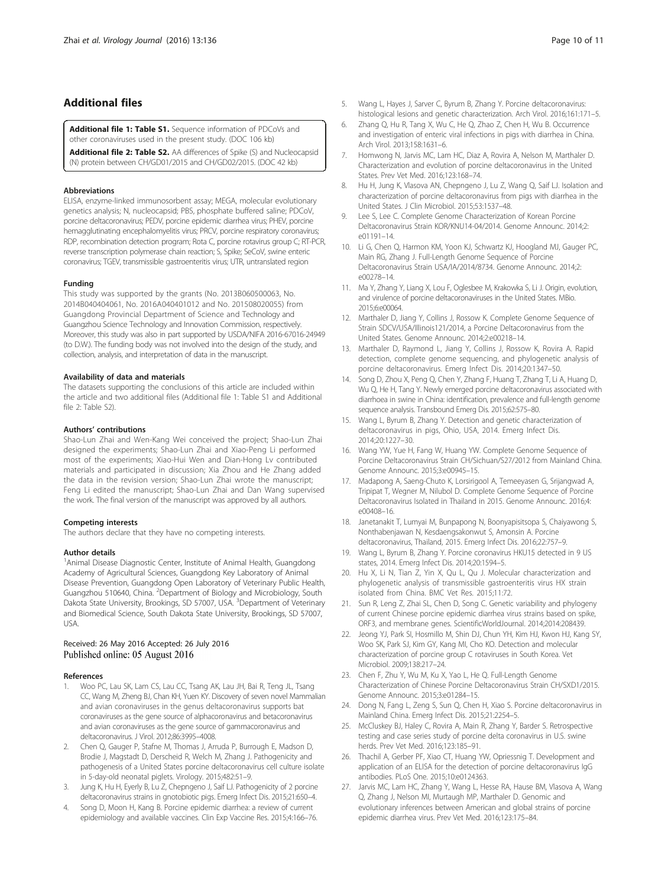## Additional files

**Additional file 1: Table S1.** Sequence information of PDCoVs and other coronaviruses used in the present study. (DOC 106 kb)

**Additional file 2: Table S2.** AA differences of Spike (S) and Nucleocapsid (N) protein between CH/GD01/2015 and CH/GD02/2015. (DOC 42 kb)

#### Abbreviations

ELISA, enzyme-linked immunosorbent assay; MEGA, molecular evolutionary genetics analysis; N, nucleocapsid; PBS, phosphate buffered saline; PDCoV, porcine deltacoronavirus; PEDV, porcine epidemic diarrhea virus; PHEV, porcine hemagglutinating encephalomyelitis virus; PRCV, porcine respiratory coronavirus; RDP, recombination detection program; Rota C, porcine rotavirus group C; RT-PCR, reverse transcription polymerase chain reaction; S, Spike; SeCoV, swine enteric coronavirus; TGEV, transmissible gastroenteritis virus; UTR, untranslated region

#### Funding

This study was supported by the grants (No. 2013B060500063, No. 2014B040404061, No. 2016A040401012 and No. 201508020055) from Guangdong Provincial Department of Science and Technology and Guangzhou Science Technology and Innovation Commission, respectively. Moreover, this study was also in part supported by USDA/NIFA 2016-67016-24949 (to D.W.). The funding body was not involved into the design of the study, and collection, analysis, and interpretation of data in the manuscript.

#### Availability of data and materials

The datasets supporting the conclusions of this article are included within the article and two additional files (Additional file 1: Table S1 and Additional file 2: Table S2).

#### Authors' contributions

Shao-Lun Zhai and Wen-Kang Wei conceived the project; Shao-Lun Zhai designed the experiments; Shao-Lun Zhai and Xiao-Peng Li performed most of the experiments; Xiao-Hui Wen and Dian-Hong Lv contributed materials and participated in discussion; Xia Zhou and He Zhang added the data in the revision version; Shao-Lun Zhai wrote the manuscript; Feng Li edited the manuscript; Shao-Lun Zhai and Dan Wang supervised the work. The final version of the manuscript was approved by all authors.

#### Competing interests

The authors declare that they have no competing interests.

#### Author details

[1]Animal Disease Diagnostic Center, Institute of Animal Health, Guangdong Academy of Agricultural Sciences, Guangdong Key Laboratory of Animal Disease Prevention, Guangdong Open Laboratory of Veterinary Public Health, Guangzhou 510640, China. [2]Department of Biology and Microbiology, South Dakota State University, Brookings, SD 57007, USA. [3]Department of Veterinary and Biomedical Science, South Dakota State University, Brookings, SD 57007, USA.

Received: 26 May 2016 Accepted: 26 July 2016
Published online: 05 August 2016

#### References

1. Woo PC, Lau SK, Lam CS, Lau CC, Tsang AK, Lau JH, Bai R, Teng JL, Tsang CC, Wang M, Zheng BJ, Chan KH, Yuen KY. Discovery of seven novel Mammalian and avian coronaviruses in the genus deltacoronavirus supports bat coronaviruses as the gene source of alphacoronavirus and betacoronavirus and avian coronaviruses as the gene source of gammacoronavirus and deltacoronavirus. J Virol. 2012;86:3995–4008.
2. Chen Q, Gauger P, Stafne M, Thomas J, Arruda P, Burrough E, Madson D, Brodie J, Magstadt D, Derscheid R, Welch M, Zhang J. Pathogenicity and pathogenesis of a United States porcine deltacoronavirus cell culture isolate in 5-day-old neonatal piglets. Virology. 2015;482:51–9.
3. Jung K, Hu H, Eyerly B, Lu Z, Chepngeno J, Saif LJ. Pathogenicity of 2 porcine deltacoronavirus strains in gnotobiotic pigs. Emerg Infect Dis. 2015;21:650–4.
4. Song D, Moon H, Kang B. Porcine epidemic diarrhea: a review of current epidemiology and available vaccines. Clin Exp Vaccine Res. 2015;4:166–76.
5. Wang L, Hayes J, Sarver C, Byrum B, Zhang Y. Porcine deltacoronavirus: histological lesions and genetic characterization. Arch Virol. 2016;161:171–5.
6. Zhang Q, Hu R, Tang X, Wu C, He Q, Zhao Z, Chen H, Wu B. Occurrence and investigation of enteric viral infections in pigs with diarrhea in China. Arch Virol. 2013;158:1631–6.
7. Homwong N, Jarvis MC, Lam HC, Diaz A, Rovira A, Nelson M, Marthaler D. Characterization and evolution of porcine deltacoronavirus in the United States. Prev Vet Med. 2016;123:168–74.
8. Hu H, Jung K, Vlasova AN, Chepngeno J, Lu Z, Wang Q, Saif LJ. Isolation and characterization of porcine deltacoronavirus from pigs with diarrhea in the United States. J Clin Microbiol. 2015;53:1537–48.
9. Lee S, Lee C. Complete Genome Characterization of Korean Porcine Deltacoronavirus Strain KOR/KNU14-04/2014. Genome Announc. 2014;2: e01191–14.
10. Li G, Chen Q, Harmon KM, Yoon KJ, Schwartz KJ, Hoogland MJ, Gauger PC, Main RG, Zhang J. Full-Length Genome Sequence of Porcine Deltacoronavirus Strain USA/IA/2014/8734. Genome Announc. 2014;2: e00278–14.
11. Ma Y, Zhang Y, Liang X, Lou F, Oglesbee M, Krakowka S, Li J. Origin, evolution, and virulence of porcine deltacoronaviruses in the United States. MBio. 2015;6:e00064.
12. Marthaler D, Jiang Y, Collins J, Rossow K. Complete Genome Sequence of Strain SDCV/USA/Illinois121/2014, a Porcine Deltacoronavirus from the United States. Genome Announc. 2014;2:e00218–14.
13. Marthaler D, Raymond L, Jiang Y, Collins J, Rossow K, Rovira A. Rapid detection, complete genome sequencing, and phylogenetic analysis of porcine deltacoronavirus. Emerg Infect Dis. 2014;20:1347–50.
14. Song D, Zhou X, Peng Q, Chen Y, Zhang F, Huang T, Zhang T, Li A, Huang D, Wu Q, He H, Tang Y. Newly emerged porcine deltacoronavirus associated with diarrhoea in swine in China: identification, prevalence and full-length genome sequence analysis. Transbound Emerg Dis. 2015;62:575–80.
15. Wang L, Byrum B, Zhang Y. Detection and genetic characterization of deltacoronavirus in pigs, Ohio, USA, 2014. Emerg Infect Dis. 2014;20:1227–30.
16. Wang YW, Yue H, Fang W, Huang YW. Complete Genome Sequence of Porcine Deltacoronavirus Strain CH/Sichuan/S27/2012 from Mainland China. Genome Announc. 2015;3:e00945–15.
17. Madapong A, Saeng-Chuto K, Lorsirigool A, Temeeyasen G, Srijangwad A, Tripipat T, Wegner M, Nilubol D. Complete Genome Sequence of Porcine Deltacoronavirus Isolated in Thailand in 2015. Genome Announc. 2016;4: e00408–16.
18. Janetanakit T, Lumyai M, Bunpapong N, Boonyapisitsopa S, Chaiyawong S, Nonthabenjawan N, Kesdaengsakonwut S, Amonsin A. Porcine deltacoronavirus, Thailand, 2015. Emerg Infect Dis. 2016;22:757–9.
19. Wang L, Byrum B, Zhang Y. Porcine coronavirus HKU15 detected in 9 US states, 2014. Emerg Infect Dis. 2014;20:1594–5.
20. Hu X, Li N, Tian Z, Yin X, Qu L, Qu J. Molecular characterization and phylogenetic analysis of transmissible gastroenteritis virus HX strain isolated from China. BMC Vet Res. 2015;11:72.
21. Sun R, Leng Z, Zhai SL, Chen D, Song C. Genetic variability and phylogeny of current Chinese porcine epidemic diarrhea virus strains based on spike, ORF3, and membrane genes. ScientificWorldJournal. 2014;2014:208439.
22. Jeong YJ, Park SI, Hosmillo M, Shin DJ, Chun YH, Kim HJ, Kwon HJ, Kang SY, Woo SK, Park SJ, Kim GY, Kang MI, Cho KO. Detection and molecular characterization of porcine group C rotaviruses in South Korea. Vet Microbiol. 2009;138:217–24.
23. Chen F, Zhu Y, Wu M, Ku X, Yao L, He Q. Full-Length Genome Characterization of Chinese Porcine Deltacoronavirus Strain CH/SXD1/2015. Genome Announc. 2015;3:e01284–15.
24. Dong N, Fang L, Zeng S, Sun Q, Chen H, Xiao S. Porcine deltacoronavirus in Mainland China. Emerg Infect Dis. 2015;21:2254–5.
25. McCluskey BJ, Haley C, Rovira A, Main R, Zhang Y, Barder S. Retrospective testing and case series study of porcine delta coronavirus in U.S. swine herds. Prev Vet Med. 2016;123:185–91.
26. Thachil A, Gerber PF, Xiao CT, Huang YW, Opriessnig T. Development and application of an ELISA for the detection of porcine deltacoronavirus IgG antibodies. PLoS One. 2015;10:e0124363.
27. Jarvis MC, Lam HC, Zhang Y, Wang L, Hesse RA, Hause BM, Vlasova A, Wang Q, Zhang J, Nelson MI, Murtaugh MP, Marthaler D. Genomic and evolutionary inferences between American and global strains of porcine epidemic diarrhea virus. Prev Vet Med. 2016;123:175–84.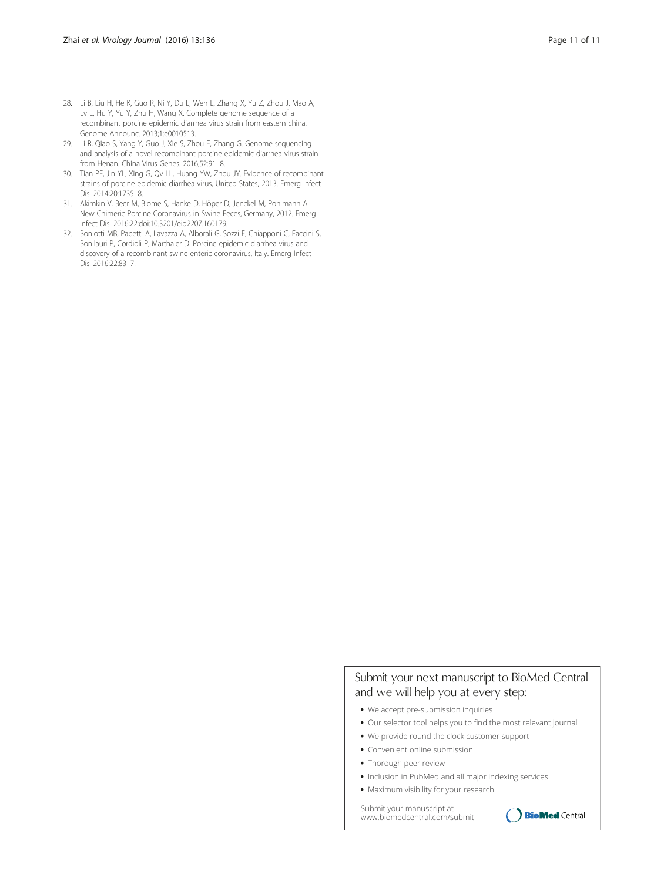28. Li B, Liu H, He K, Guo R, Ni Y, Du L, Wen L, Zhang X, Yu Z, Zhou J, Mao A, Lv L, Hu Y, Yu Y, Zhu H, Wang X. Complete genome sequence of a recombinant porcine epidemic diarrhea virus strain from eastern china. Genome Announc. 2013;1:e0010513.
29. Li R, Qiao S, Yang Y, Guo J, Xie S, Zhou E, Zhang G. Genome sequencing and analysis of a novel recombinant porcine epidemic diarrhea virus strain from Henan. China Virus Genes. 2016;52:91–8.
30. Tian PF, Jin YL, Xing G, Qv LL, Huang YW, Zhou JY. Evidence of recombinant strains of porcine epidemic diarrhea virus, United States, 2013. Emerg Infect Dis. 2014;20:1735–8.
31. Akimkin V, Beer M, Blome S, Hanke D, Höper D, Jenckel M, Pohlmann A. New Chimeric Porcine Coronavirus in Swine Feces, Germany, 2012. Emerg Infect Dis. 2016;22:doi:10.3201/eid2207.160179.
32. Boniotti MB, Papetti A, Lavazza A, Alborali G, Sozzi E, Chiapponi C, Faccini S, Bonilauri P, Cordioli P, Marthaler D. Porcine epidemic diarrhea virus and discovery of a recombinant swine enteric coronavirus, Italy. Emerg Infect Dis. 2016;22:83–7.

Submit your next manuscript to BioMed Central and we will help you at every step:

- We accept pre-submission inquiries
- Our selector tool helps you to find the most relevant journal
- We provide round the clock customer support
- Convenient online submission
- Thorough peer review
- Inclusion in PubMed and all major indexing services
- Maximum visibility for your research

Submit your manuscript at
www.biomedcentral.com/submit

BioMed Central